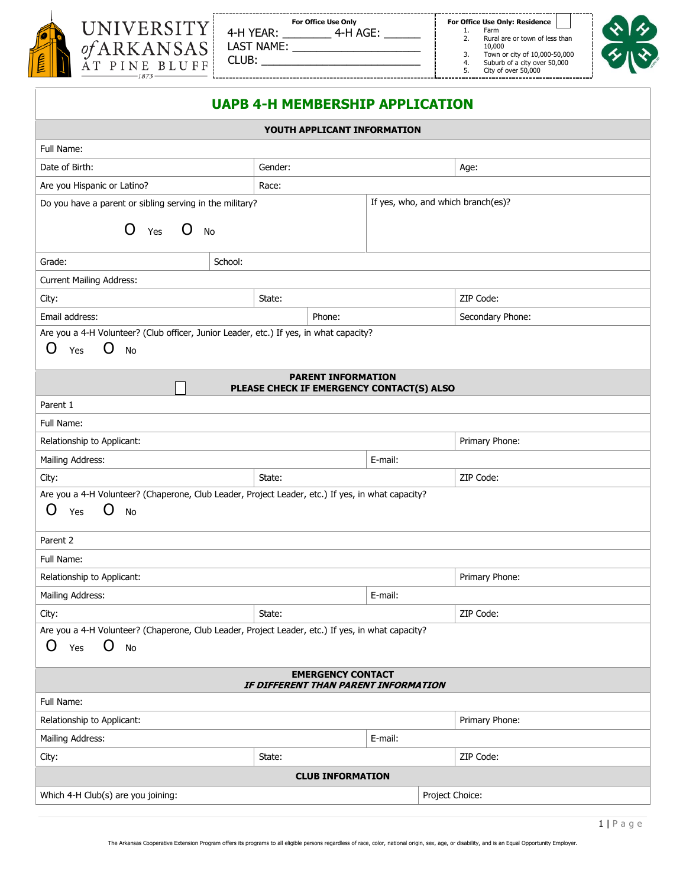UNIVERSITY of ARKANSAS AT PINE BLUFF 1873

**For Office Use Only**
4-H YEAR: ________ 4-H AGE: ______
LAST NAME: ______________________
CLUB: ___________________________

**For Office Use Only: Residence**
1. Farm
2. Rural are or town of less than 10,000
3. Town or city of 10,000-50,000
4. Suburb of a city over 50,000
5. City of over 50,000

# UAPB 4-H MEMBERSHIP APPLICATION

## YOUTH APPLICANT INFORMATION

| | | |
|---|---|---|
| Full Name: | | |
| Date of Birth: | Gender: | Age: |
| Are you Hispanic or Latino? | Race: | |
| Do you have a parent or sibling serving in the military? O Yes O No | If yes, who, and which branch(es)? | |
| Grade: | School: | |
| Current Mailing Address: | | |
| City: | State: | ZIP Code: |
| Email address: | Phone: | Secondary Phone: |
| Are you a 4-H Volunteer? (Club officer, Junior Leader, etc.) If yes, in what capacity? O Yes O No | | |

## PARENT INFORMATION
## PLEASE CHECK IF EMERGENCY CONTACT(S) ALSO ☐

| | | |
|---|---|---|
| Parent 1 | | |
| Full Name: | | |
| Relationship to Applicant: | | Primary Phone: |
| Mailing Address: | E-mail: | |
| City: | State: | ZIP Code: |
| Are you a 4-H Volunteer? (Chaperone, Club Leader, Project Leader, etc.) If yes, in what capacity? O Yes O No | | |
| Parent 2 | | |
| Full Name: | | |
| Relationship to Applicant: | | Primary Phone: |
| Mailing Address: | E-mail: | |
| City: | State: | ZIP Code: |
| Are you a 4-H Volunteer? (Chaperone, Club Leader, Project Leader, etc.) If yes, in what capacity? O Yes O No | | |

## EMERGENCY CONTACT
## *IF DIFFERENT THAN PARENT INFORMATION*

| | | |
|---|---|---|
| Full Name: | | |
| Relationship to Applicant: | | Primary Phone: |
| Mailing Address: | E-mail: | |
| City: | State: | ZIP Code: |

## CLUB INFORMATION

| | |
|---|---|
| Which 4-H Club(s) are you joining: | Project Choice: |

The Arkansas Cooperative Extension Program offers its programs to all eligible persons regardless of race, color, national origin, sex, age, or disability, and is an Equal Opportunity Employer.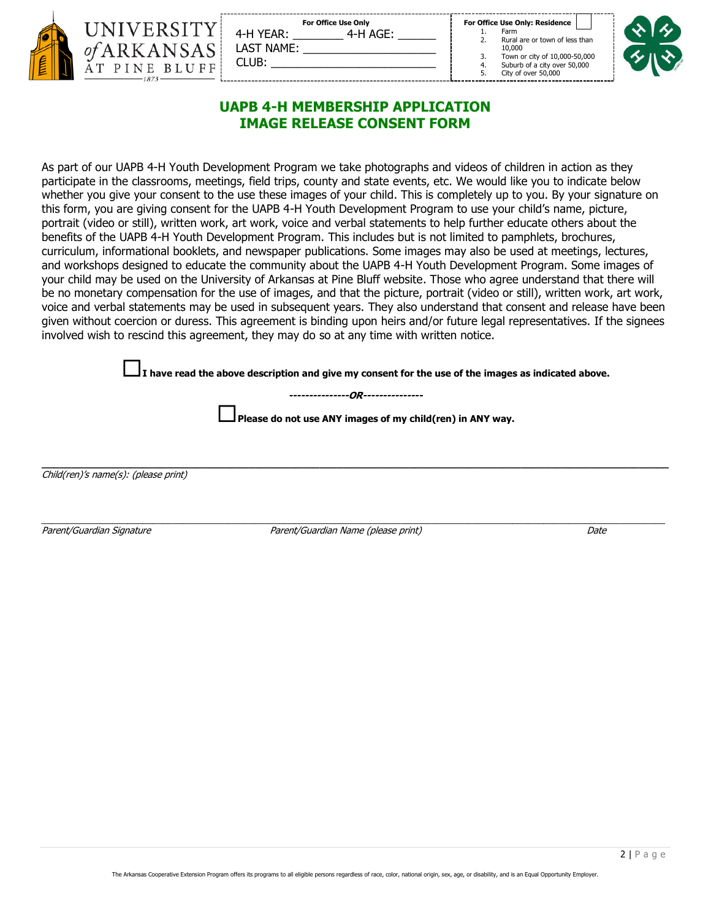UNIVERSITY of ARKANSAS AT PINE BLUFF 1873

**For Office Use Only**

4-H YEAR: ________ 4-H AGE: ______
LAST NAME: ____________________
CLUB: ________________________

**For Office Use Only: Residence**

1. Farm
2. Rural are or town of less than 10,000
3. Town or city of 10,000-50,000
4. Suburb of a city over 50,000
5. City of over 50,000

## UAPB 4-H MEMBERSHIP APPLICATION
## IMAGE RELEASE CONSENT FORM

As part of our UAPB 4-H Youth Development Program we take photographs and videos of children in action as they participate in the classrooms, meetings, field trips, county and state events, etc. We would like you to indicate below whether you give your consent to the use these images of your child. This is completely up to you. By your signature on this form, you are giving consent for the UAPB 4-H Youth Development Program to use your child's name, picture, portrait (video or still), written work, art work, voice and verbal statements to help further educate others about the benefits of the UAPB 4-H Youth Development Program. This includes but is not limited to pamphlets, brochures, curriculum, informational booklets, and newspaper publications. Some images may also be used at meetings, lectures, and workshops designed to educate the community about the UAPB 4-H Youth Development Program. Some images of your child may be used on the University of Arkansas at Pine Bluff website. Those who agree understand that there will be no monetary compensation for the use of images, and that the picture, portrait (video or still), written work, art work, voice and verbal statements may be used in subsequent years. They also understand that consent and release have been given without coercion or duress. This agreement is binding upon heirs and/or future legal representatives. If the signees involved wish to rescind this agreement, they may do so at any time with written notice.

☐ **I have read the above description and give my consent for the use of the images as indicated above.**

***---------------OR---------------***

☐ **Please do not use ANY images of my child(ren) in ANY way.**

_____________________________________________________________________________

*Child(ren)'s name(s): (please print)*

_____________________________________________________________________________

*Parent/Guardian Signature* | *Parent/Guardian Name (please print)* | *Date*

The Arkansas Cooperative Extension Program offers its programs to all eligible persons regardless of race, color, national origin, sex, age, or disability, and is an Equal Opportunity Employer.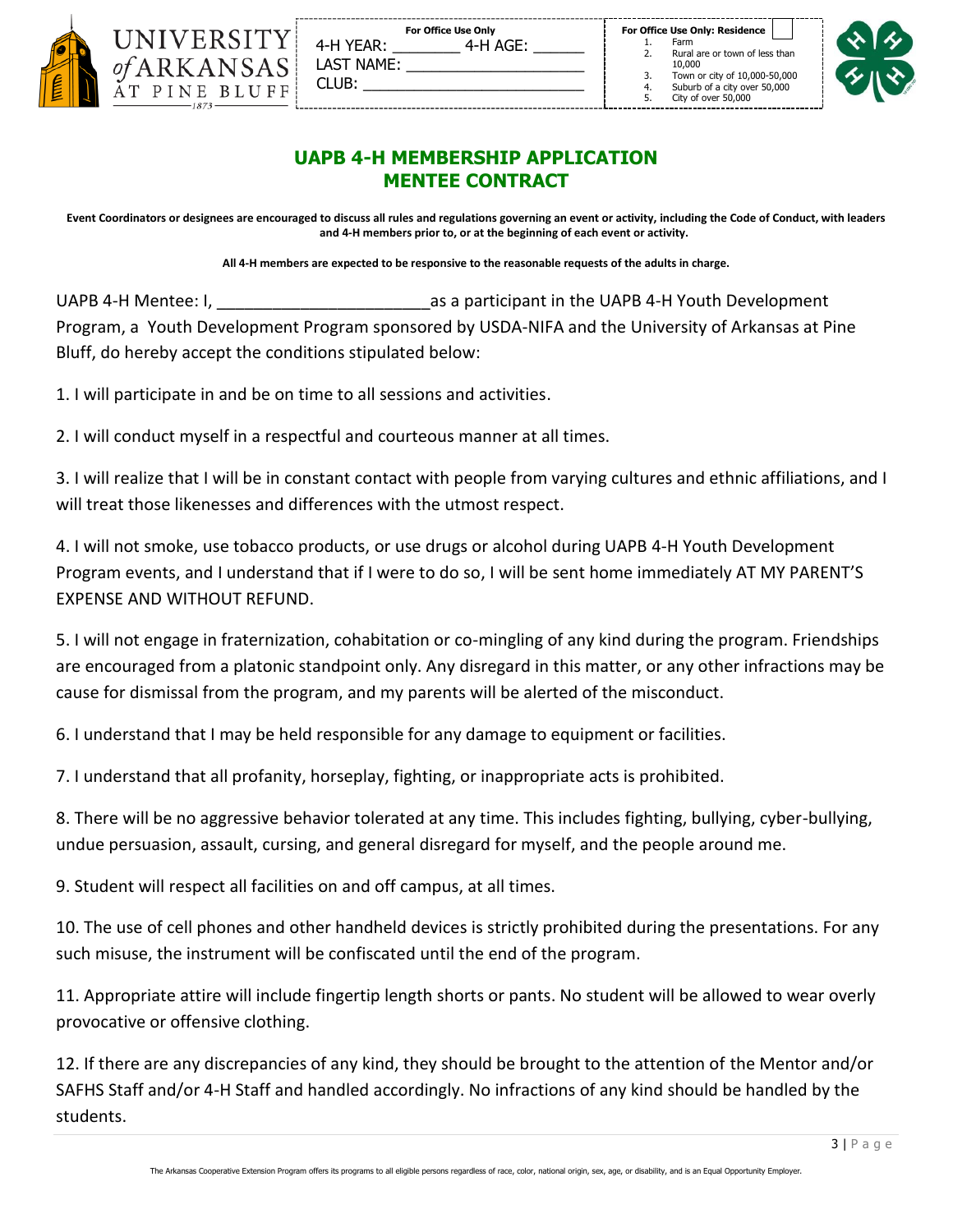UNIVERSITY of ARKANSAS AT PINE BLUFF 1873

**For Office Use Only**
4-H YEAR: ________ 4-H AGE: ______
LAST NAME: ____________________
CLUB: ________________________

**For Office Use Only: Residence**
1. Farm
2. Rural are or town of less than 10,000
3. Town or city of 10,000-50,000
4. Suburb of a city over 50,000
5. City of over 50,000

## UAPB 4-H MEMBERSHIP APPLICATION
## MENTEE CONTRACT

**Event Coordinators or designees are encouraged to discuss all rules and regulations governing an event or activity, including the Code of Conduct, with leaders and 4-H members prior to, or at the beginning of each event or activity.**

**All 4-H members are expected to be responsive to the reasonable requests of the adults in charge.**

UAPB 4-H Mentee: I, _______________________as a participant in the UAPB 4-H Youth Development Program, a Youth Development Program sponsored by USDA-NIFA and the University of Arkansas at Pine Bluff, do hereby accept the conditions stipulated below:

1. I will participate in and be on time to all sessions and activities.

2. I will conduct myself in a respectful and courteous manner at all times.

3. I will realize that I will be in constant contact with people from varying cultures and ethnic affiliations, and I will treat those likenesses and differences with the utmost respect.

4. I will not smoke, use tobacco products, or use drugs or alcohol during UAPB 4-H Youth Development Program events, and I understand that if I were to do so, I will be sent home immediately AT MY PARENT'S EXPENSE AND WITHOUT REFUND.

5. I will not engage in fraternization, cohabitation or co-mingling of any kind during the program. Friendships are encouraged from a platonic standpoint only. Any disregard in this matter, or any other infractions may be cause for dismissal from the program, and my parents will be alerted of the misconduct.

6. I understand that I may be held responsible for any damage to equipment or facilities.

7. I understand that all profanity, horseplay, fighting, or inappropriate acts is prohibited.

8. There will be no aggressive behavior tolerated at any time. This includes fighting, bullying, cyber-bullying, undue persuasion, assault, cursing, and general disregard for myself, and the people around me.

9. Student will respect all facilities on and off campus, at all times.

10. The use of cell phones and other handheld devices is strictly prohibited during the presentations. For any such misuse, the instrument will be confiscated until the end of the program.

11. Appropriate attire will include fingertip length shorts or pants. No student will be allowed to wear overly provocative or offensive clothing.

12. If there are any discrepancies of any kind, they should be brought to the attention of the Mentor and/or SAFHS Staff and/or 4-H Staff and handled accordingly. No infractions of any kind should be handled by the students.

The Arkansas Cooperative Extension Program offers its programs to all eligible persons regardless of race, color, national origin, sex, age, or disability, and is an Equal Opportunity Employer.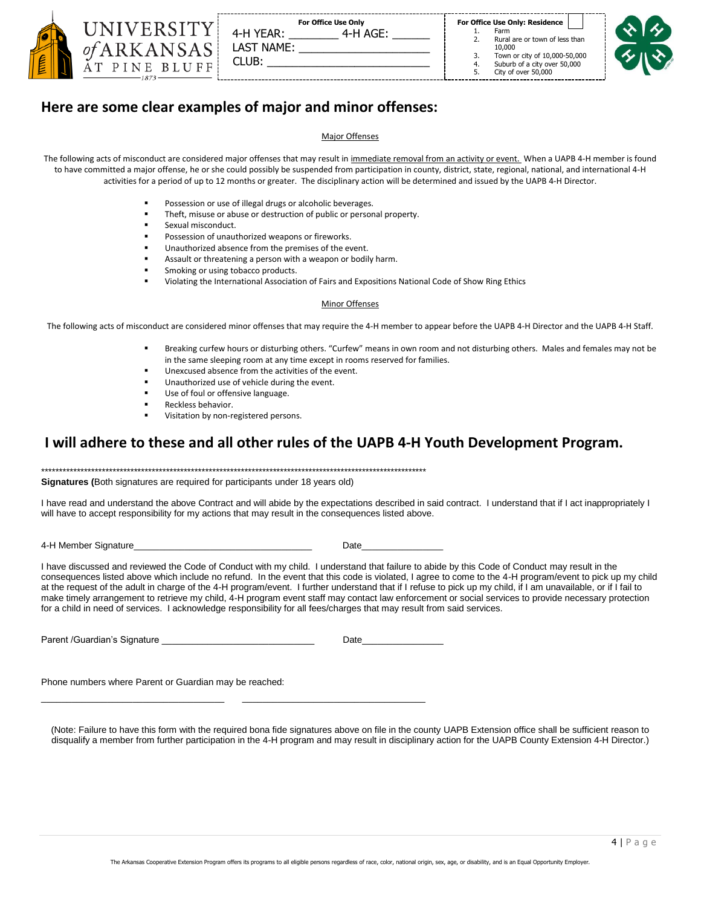UNIVERSITY of ARKANSAS AT PINE BLUFF

| For Office Use Only |
|---|
| 4-H YEAR: ________ 4-H AGE: ______ |
| LAST NAME: ______________________ |
| CLUB: __________________________ |

**For Office Use Only: Residence** ☐

1. Farm
2. Rural are or town of less than 10,000
3. Town or city of 10,000-50,000
4. Suburb of a city over 50,000
5. City of over 50,000

## Here are some clear examples of major and minor offenses:

### Major Offenses

The following acts of misconduct are considered major offenses that may result in immediate removal from an activity or event. When a UAPB 4-H member is found to have committed a major offense, he or she could possibly be suspended from participation in county, district, state, regional, national, and international 4-H activities for a period of up to 12 months or greater. The disciplinary action will be determined and issued by the UAPB 4-H Director.

- Possession or use of illegal drugs or alcoholic beverages.
- Theft, misuse or abuse or destruction of public or personal property.
- Sexual misconduct.
- Possession of unauthorized weapons or fireworks.
- Unauthorized absence from the premises of the event.
- Assault or threatening a person with a weapon or bodily harm.
- Smoking or using tobacco products.
- Violating the International Association of Fairs and Expositions National Code of Show Ring Ethics

### Minor Offenses

The following acts of misconduct are considered minor offenses that may require the 4-H member to appear before the UAPB 4-H Director and the UAPB 4-H Staff.

- Breaking curfew hours or disturbing others. "Curfew" means in own room and not disturbing others. Males and females may not be in the same sleeping room at any time except in rooms reserved for families.
- Unexcused absence from the activities of the event.
- Unauthorized use of vehicle during the event.
- Use of foul or offensive language.
- Reckless behavior.
- Visitation by non-registered persons.

## I will adhere to these and all other rules of the UAPB 4-H Youth Development Program.

*****************************************************************************************************************

**Signatures (**Both signatures are required for participants under 18 years old)

I have read and understand the above Contract and will abide by the expectations described in said contract. I understand that if I act inappropriately I will have to accept responsibility for my actions that may result in the consequences listed above.

4-H Member Signature__________________________________ Date________________

I have discussed and reviewed the Code of Conduct with my child. I understand that failure to abide by this Code of Conduct may result in the consequences listed above which include no refund. In the event that this code is violated, I agree to come to the 4-H program/event to pick up my child at the request of the adult in charge of the 4-H program/event. I further understand that if I refuse to pick up my child, if I am unavailable, or if I fail to make timely arrangement to retrieve my child, 4-H program event staff may contact law enforcement or social services to provide necessary protection for a child in need of services. I acknowledge responsibility for all fees/charges that may result from said services.

Parent /Guardian's Signature ______________________________ Date________________

Phone numbers where Parent or Guardian may be reached:

___________________________________ ___________________________________

(Note: Failure to have this form with the required bona fide signatures above on file in the county UAPB Extension office shall be sufficient reason to disqualify a member from further participation in the 4-H program and may result in disciplinary action for the UAPB County Extension 4-H Director.)

The Arkansas Cooperative Extension Program offers its programs to all eligible persons regardless of race, color, national origin, sex, age, or disability, and is an Equal Opportunity Employer.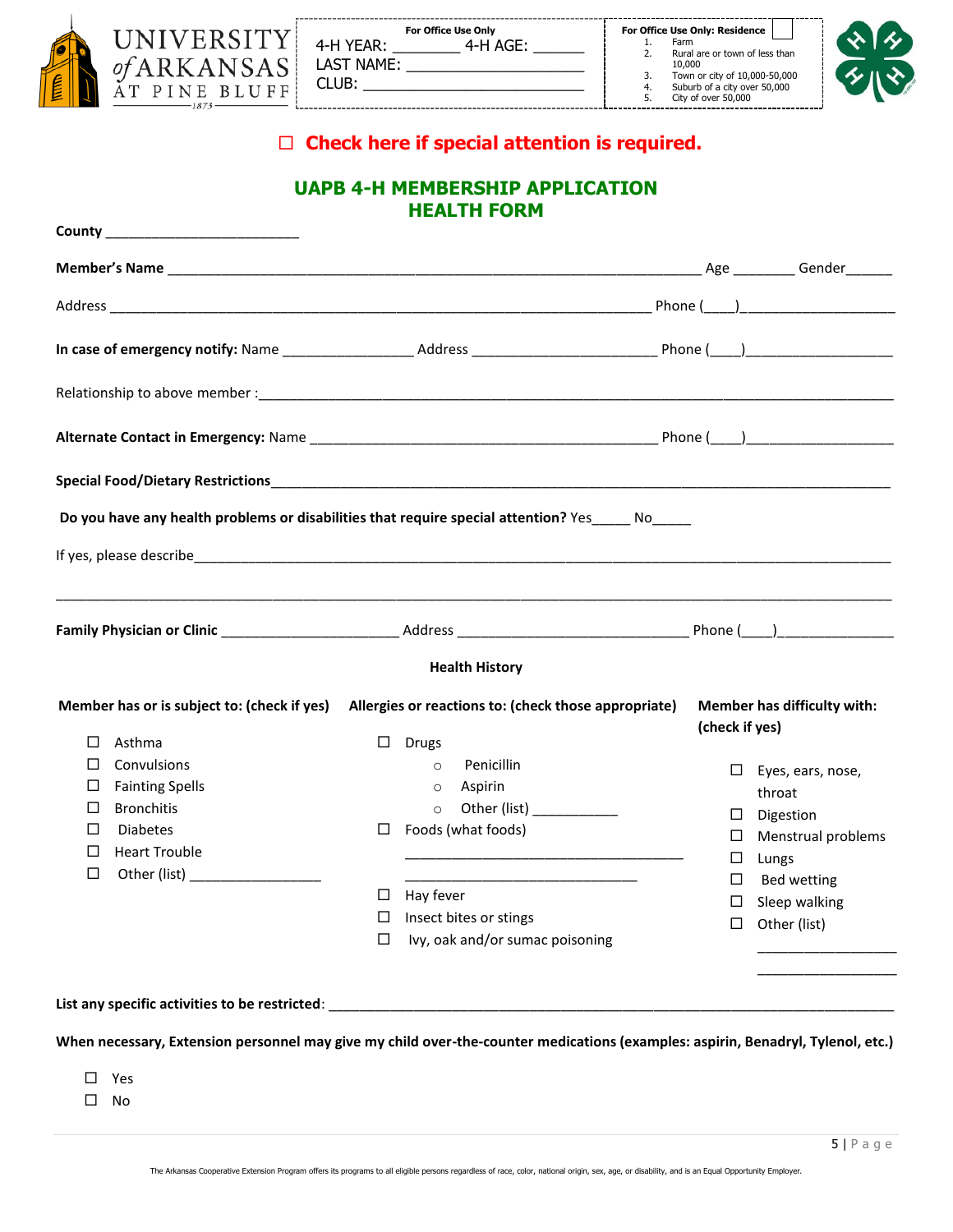UNIVERSITY of ARKANSAS AT PINE BLUFF 1873

| For Office Use Only | For Office Use Only: Residence |
|---|---|
| 4-H YEAR: ________ 4-H AGE: ______ | 1. Farm |
| LAST NAME: ______________________ | 2. Rural are or town of less than 10,000 |
| CLUB: __________________________ | 3. Town or city of 10,000-50,000 |
| | 4. Suburb of a city over 50,000 |
| | 5. City of over 50,000 |

☐ **Check here if special attention is required.**

## UAPB 4-H MEMBERSHIP APPLICATION
## HEALTH FORM

**County** ________________________

**Member's Name** ________________________________________________ Age ________ Gender______

Address ________________________________________________ Phone (____)___________________

**In case of emergency notify:** Name ________________ Address ______________________ Phone (____)__________________

Relationship to above member :______________________________________________________________

**Alternate Contact in Emergency:** Name ________________________________________ Phone (____)__________________

**Special Food/Dietary Restrictions**____________________________________________________________

**Do you have any health problems or disabilities that require special attention?** Yes_____ No_____

If yes, please describe______________________________________________________________________

_____________________________________________________________________________________

**Family Physician or Clinic** ______________________ Address ____________________________ Phone (____)_______________

**Health History**

**Member has or is subject to: (check if yes)**

- ☐ Asthma
- ☐ Convulsions
- ☐ Fainting Spells
- ☐ Bronchitis
- ☐ Diabetes
- ☐ Heart Trouble
- ☐ Other (list) _________________

**Allergies or reactions to: (check those appropriate)**

- ☐ Drugs
  - ○ Penicillin
  - ○ Aspirin
  - ○ Other (list) ___________
- ☐ Foods (what foods)

  ____________________________________

  ______________________________
- ☐ Hay fever
- ☐ Insect bites or stings
- ☐ Ivy, oak and/or sumac poisoning

**Member has difficulty with: (check if yes)**

- ☐ Eyes, ears, nose, throat
- ☐ Digestion
- ☐ Menstrual problems
- ☐ Lungs
- ☐ Bed wetting
- ☐ Sleep walking
- ☐ Other (list)

  __________________

  __________________

**List any specific activities to be restricted**: ____________________________________________________________

**When necessary, Extension personnel may give my child over-the-counter medications (examples: aspirin, Benadryl, Tylenol, etc.)**

- ☐ Yes
- ☐ No

The Arkansas Cooperative Extension Program offers its programs to all eligible persons regardless of race, color, national origin, sex, age, or disability, and is an Equal Opportunity Employer.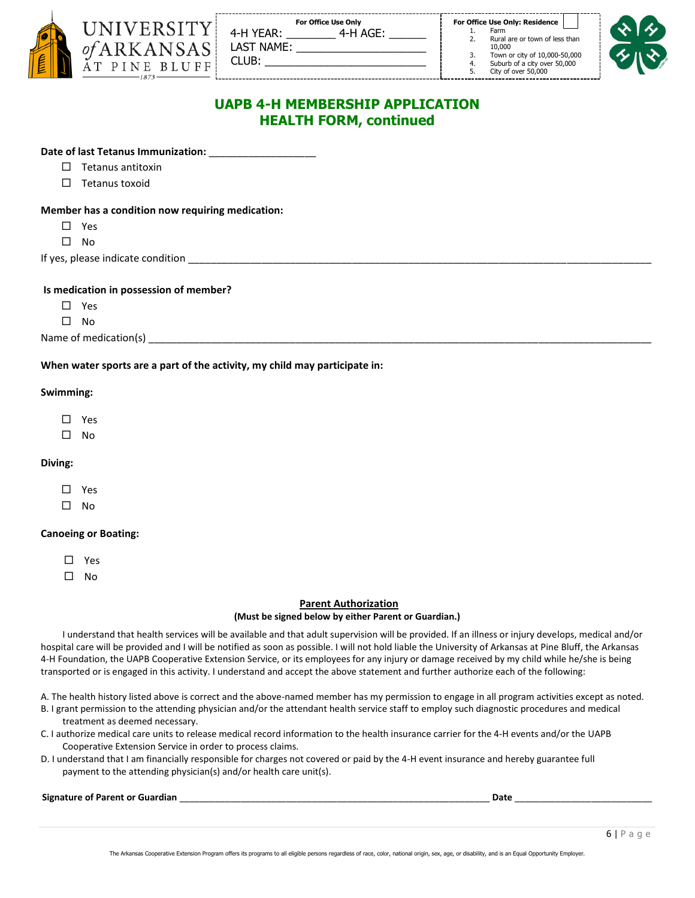UNIVERSITY of ARKANSAS AT PINE BLUFF

For Office Use Only
4-H YEAR: ________ 4-H AGE: ______
LAST NAME: ______________________
CLUB: ___________________________

For Office Use Only: Residence
1. Farm
2. Rural are or town of less than 10,000
3. Town or city of 10,000-50,000
4. Suburb of a city over 50,000
5. City of over 50,000

# UAPB 4-H MEMBERSHIP APPLICATION
## HEALTH FORM, continued

**Date of last Tetanus Immunization:** ___________________

- ☐ Tetanus antitoxin
- ☐ Tetanus toxoid

**Member has a condition now requiring medication:**

- ☐ Yes
- ☐ No

If yes, please indicate condition ______________________________________________________________________

**Is medication in possession of member?**

- ☐ Yes
- ☐ No

Name of medication(s) ______________________________________________________________________

**When water sports are a part of the activity, my child may participate in:**

**Swimming:**

- ☐ Yes
- ☐ No

**Diving:**

- ☐ Yes
- ☐ No

**Canoeing or Boating:**

- ☐ Yes
- ☐ No

**Parent Authorization**

**(Must be signed below by either Parent or Guardian.)**

I understand that health services will be available and that adult supervision will be provided. If an illness or injury develops, medical and/or hospital care will be provided and I will be notified as soon as possible. I will not hold liable the University of Arkansas at Pine Bluff, the Arkansas 4-H Foundation, the UAPB Cooperative Extension Service, or its employees for any injury or damage received by my child while he/she is being transported or is engaged in this activity. I understand and accept the above statement and further authorize each of the following:

A. The health history listed above is correct and the above-named member has my permission to engage in all program activities except as noted.

B. I grant permission to the attending physician and/or the attendant health service staff to employ such diagnostic procedures and medical treatment as deemed necessary.

C. I authorize medical care units to release medical record information to the health insurance carrier for the 4-H events and/or the UAPB Cooperative Extension Service in order to process claims.

D. I understand that I am financially responsible for charges not covered or paid by the 4-H event insurance and hereby guarantee full payment to the attending physician(s) and/or health care unit(s).

**Signature of Parent or Guardian** ______________________________________________ **Date** ______________________

The Arkansas Cooperative Extension Program offers its programs to all eligible persons regardless of race, color, national origin, sex, age, or disability, and is an Equal Opportunity Employer.